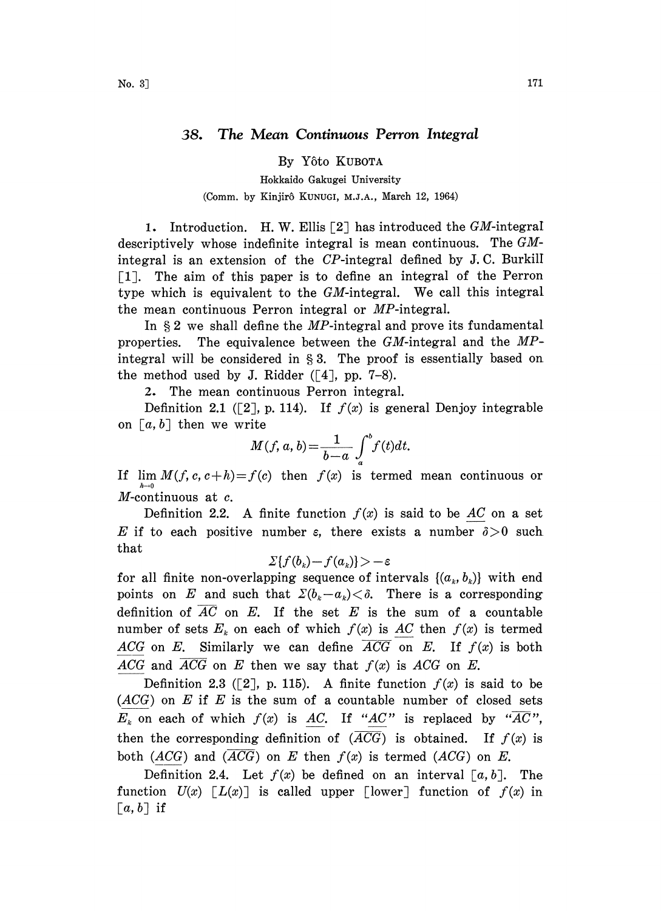# 38. *The Mean Continuous Perron Integral*

By Yôto KUBOTA

Hokkaido Gakugei University

(Comm. by Kinjirô KUNUGI, M.J.A., March 12, 1964)

1. Introduction. H. W. Ellis [2] has introduced the *GM*-integral descriptively whose indefinite integral is mean continuous. The *GM*-integral is an extension of the *CP*-integral defined by J. C. Burkill [1]. The aim of this paper is to define an integral of the Perron type which is equivalent to the *GM*-integral. We call this integral the mean continuous Perron integral or *MP*-integral.

In § 2 we shall define the *MP*-integral and prove its fundamental properties. The equivalence between the *GM*-integral and the *MP*-integral will be considered in § 3. The proof is essentially based on the method used by J. Ridder ([4], pp. 7–8).

2. The mean continuous Perron integral.

Definition 2.1 ([2], p. 114). If $f(x)$ is general Denjoy integrable on $[a, b]$ then we write

$$M(f, a, b)=\frac{1}{b-a}\int_a^b f(t)dt.$$

If $\lim_{h\to 0} M(f, c, c+h)=f(c)$ then $f(x)$ is termed mean continuous or $M$-continuous at $c$.

Definition 2.2. A finite function $f(x)$ is said to be $\underline{AC}$ on a set $E$ if to each positive number $\varepsilon$, there exists a number $\delta>0$ such that

$$\Sigma\{f(b_k)-f(a_k)\}>-\varepsilon$$

for all finite non-overlapping sequence of intervals $\{(a_k, b_k)\}$ with end points on $E$ and such that $\Sigma(b_k-a_k)<\delta$. There is a corresponding definition of $\overline{AC}$ on $E$. If the set $E$ is the sum of a countable number of sets $E_k$ on each of which $f(x)$ is $\underline{AC}$ then $f(x)$ is termed $\underline{ACG}$ on $E$. Similarly we can define $\overline{ACG}$ on $E$. If $f(x)$ is both $\underline{ACG}$ and $\overline{ACG}$ on $E$ then we say that $f(x)$ is $ACG$ on $E$.

Definition 2.3 ([2], p. 115). A finite function $f(x)$ is said to be $(\underline{ACG})$ on $E$ if $E$ is the sum of a countable number of closed sets $E_k$ on each of which $f(x)$ is $\underline{AC}$. If "$\underline{AC}$" is replaced by "$\overline{AC}$", then the corresponding definition of $(\overline{ACG})$ is obtained. If $f(x)$ is both $(\underline{ACG})$ and $(\overline{ACG})$ on $E$ then $f(x)$ is termed $(ACG)$ on $E$.

Definition 2.4. Let $f(x)$ be defined on an interval $[a, b]$. The function $U(x)$ $[L(x)]$ is called upper [lower] function of $f(x)$ in $[a, b]$ if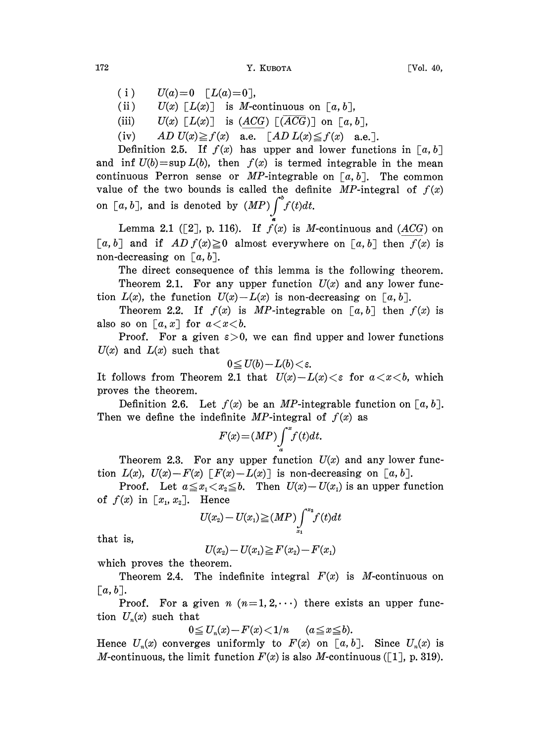(i) $U(a)=0$ $[L(a)=0]$,

(ii) $U(x)$ $[L(x)]$ is $M$-continuous on $[a, b]$,

(iii) $U(x)$ $[L(x)]$ is $(\underline{ACG})$ $[(\overline{ACG})]$ on $[a, b]$,

(iv) $AD\, U(x) \geqq f(x)$ a.e. $[AD\, L(x) \leqq f(x)$ a.e.$]$.

Definition 2.5. If $f(x)$ has upper and lower functions in $[a, b]$ and $\inf U(b) = \sup L(b)$, then $f(x)$ is termed integrable in the mean continuous Perron sense or $MP$-integrable on $[a, b]$. The common value of the two bounds is called the definite $MP$-integral of $f(x)$ on $[a, b]$, and is denoted by $(MP)\int_a^b f(t)dt$.

Lemma 2.1 ([2], p. 116). If $f(x)$ is $M$-continuous and $(\underline{ACG})$ on $[a, b]$ and if $AD\, f(x) \geqq 0$ almost everywhere on $[a, b]$ then $f(x)$ is non-decreasing on $[a, b]$.

The direct consequence of this lemma is the following theorem.

Theorem 2.1. For any upper function $U(x)$ and any lower function $L(x)$, the function $U(x) - L(x)$ is non-decreasing on $[a, b]$.

Theorem 2.2. If $f(x)$ is $MP$-integrable on $[a, b]$ then $f(x)$ is also so on $[a, x]$ for $a < x < b$.

Proof. For a given $\varepsilon > 0$, we can find upper and lower functions $U(x)$ and $L(x)$ such that

$$0 \leqq U(b) - L(b) < \varepsilon.$$

It follows from Theorem 2.1 that $U(x) - L(x) < \varepsilon$ for $a < x < b$, which proves the theorem.

Definition 2.6. Let $f(x)$ be an $MP$-integrable function on $[a, b]$. Then we define the indefinite $MP$-integral of $f(x)$ as

$$F(x) = (MP)\int_a^x f(t)dt.$$

Theorem 2.3. For any upper function $U(x)$ and any lower function $L(x)$, $U(x) - F(x)$ $[F(x) - L(x)]$ is non-decreasing on $[a, b]$.

Proof. Let $a \leqq x_1 < x_2 \leqq b$. Then $U(x) - U(x_1)$ is an upper function of $f(x)$ in $[x_1, x_2]$. Hence

$$U(x_2) - U(x_1) \geqq (MP)\int_{x_1}^{x_2} f(t)dt$$

that is,

$$U(x_2) - U(x_1) \geqq F(x_2) - F(x_1)$$

which proves the theorem.

Theorem 2.4. The indefinite integral $F(x)$ is $M$-continuous on $[a, b]$.

Proof. For a given $n$ $(n = 1, 2, \cdots)$ there exists an upper function $U_n(x)$ such that

$$0 \leqq U_n(x) - F(x) < 1/n \quad (a \leqq x \leqq b).$$

Hence $U_n(x)$ converges uniformly to $F(x)$ on $[a, b]$. Since $U_n(x)$ is $M$-continuous, the limit function $F(x)$ is also $M$-continuous ([1], p. 319).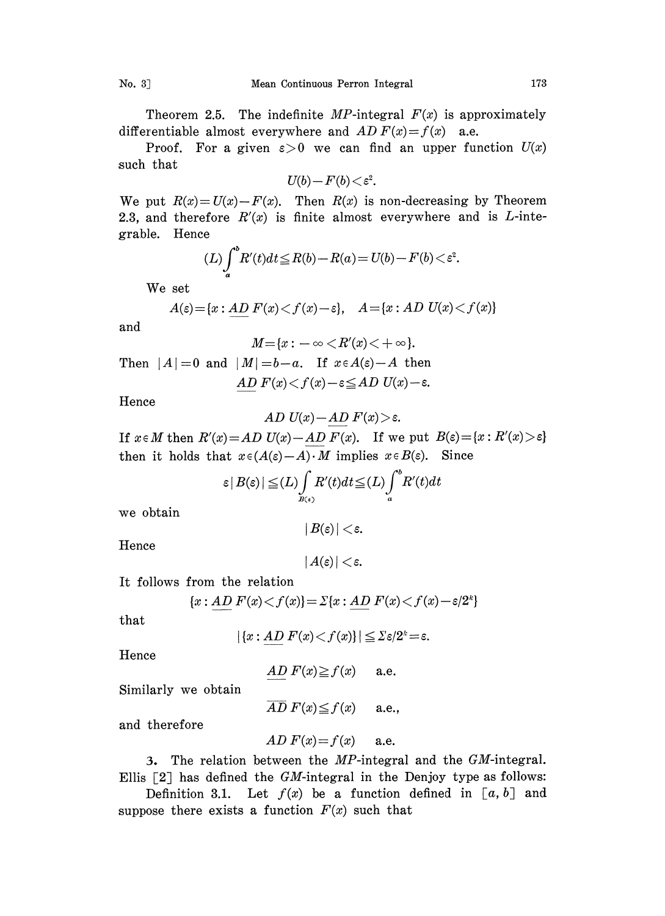Theorem 2.5. The indefinite $MP$-integral $F(x)$ is approximately differentiable almost everywhere and $AD\,F(x)=f(x)$ a.e.

Proof. For a given $\varepsilon>0$ we can find an upper function $U(x)$ such that

$$U(b)-F(b)<\varepsilon^2.$$

We put $R(x)=U(x)-F(x)$. Then $R(x)$ is non-decreasing by Theorem 2.3, and therefore $R'(x)$ is finite almost everywhere and is $L$-integrable. Hence

$$(L)\int_a^b R'(t)dt \leqq R(b)-R(a)=U(b)-F(b)<\varepsilon^2.$$

We set

$$A(\varepsilon)=\{x:\underline{AD}\,F(x)<f(x)-\varepsilon\},\quad A=\{x:AD\,U(x)<f(x)\}$$

and

$$M=\{x:-\infty<R'(x)<+\infty\}.$$

Then $|A|=0$ and $|M|=b-a$. If $x\in A(\varepsilon)-A$ then

$$\underline{AD}\,F(x)<f(x)-\varepsilon\leqq AD\,U(x)-\varepsilon.$$

Hence

$$AD\,U(x)-\underline{AD}\,F(x)>\varepsilon.$$

If $x\in M$ then $R'(x)=AD\,U(x)-\underline{AD}\,F(x)$. If we put $B(\varepsilon)=\{x:R'(x)>\varepsilon\}$ then it holds that $x\in(A(\varepsilon)-A)\cdot M$ implies $x\in B(\varepsilon)$. Since

$$\varepsilon|B(\varepsilon)|\leqq(L)\int_{B(\varepsilon)}R'(t)dt\leqq(L)\int_a^b R'(t)dt$$

we obtain

$$|B(\varepsilon)|<\varepsilon.$$

Hence

$$|A(\varepsilon)|<\varepsilon.$$

It follows from the relation

$$\{x:\underline{AD}\,F(x)<f(x)\}=\Sigma\{x:\underline{AD}\,F(x)<f(x)-\varepsilon/2^k\}$$

that

$$|\{x:\underline{AD}\,F(x)<f(x)\}|\leqq\Sigma\varepsilon/2^k=\varepsilon.$$

Hence

$$\underline{AD}\,F(x)\geqq f(x)\quad\text{a.e.}$$

Similarly we obtain

$$\overline{AD}\,F(x)\leqq f(x)\quad\text{a.e.,}$$

and therefore

$$AD\,F(x)=f(x)\quad\text{a.e.}$$

## 3. The relation between the $MP$-integral and the $GM$-integral.

Ellis [2] has defined the $GM$-integral in the Denjoy type as follows:

Definition 3.1. Let $f(x)$ be a function defined in $[a,b]$ and suppose there exists a function $F(x)$ such that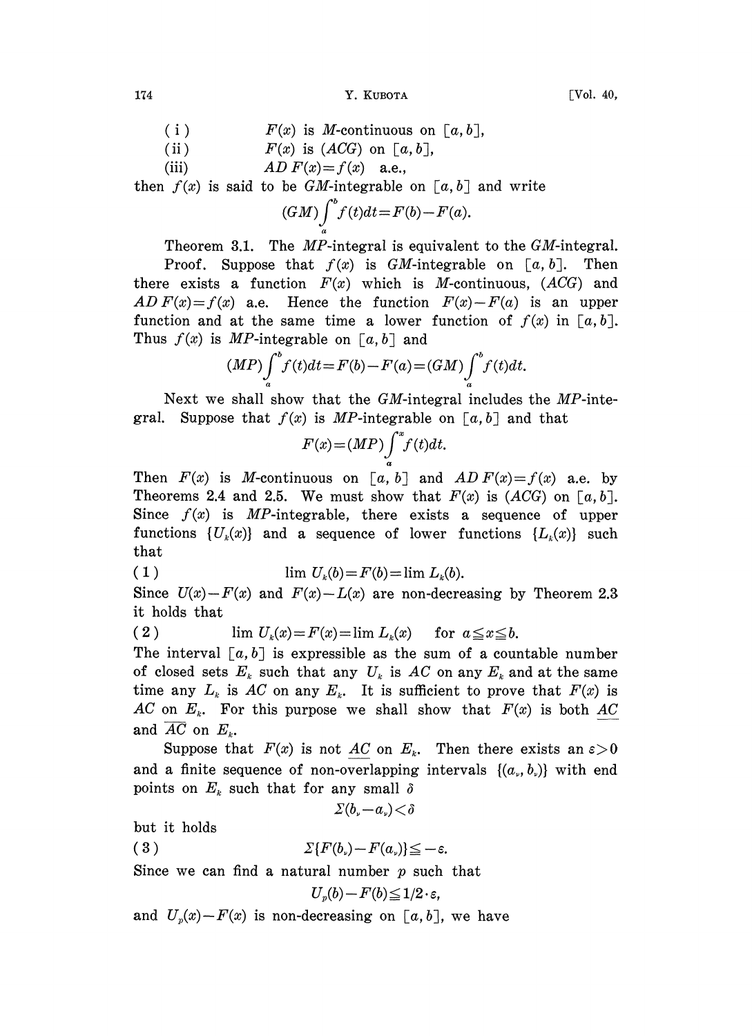(i) $F(x)$ is $M$-continuous on $[a, b]$,

(ii) $F(x)$ is $(ACG)$ on $[a, b]$,

(iii) $AD\,F(x) = f(x)$ a.e.,

then $f(x)$ is said to be $GM$-integrable on $[a, b]$ and write

$$(GM)\int_a^b f(t)dt = F(b) - F(a).$$

Theorem 3.1. The $MP$-integral is equivalent to the $GM$-integral.

Proof. Suppose that $f(x)$ is $GM$-integrable on $[a, b]$. Then there exists a function $F(x)$ which is $M$-continuous, $(ACG)$ and $AD\,F(x) = f(x)$ a.e. Hence the function $F(x) - F(a)$ is an upper function and at the same time a lower function of $f(x)$ in $[a, b]$. Thus $f(x)$ is $MP$-integrable on $[a, b]$ and

$$(MP)\int_a^b f(t)dt = F(b) - F(a) = (GM)\int_a^b f(t)dt.$$

Next we shall show that the $GM$-integral includes the $MP$-integral. Suppose that $f(x)$ is $MP$-integrable on $[a, b]$ and that

$$F(x) = (MP)\int_a^x f(t)dt.$$

Then $F(x)$ is $M$-continuous on $[a, b]$ and $AD\,F(x) = f(x)$ a.e. by Theorems 2.4 and 2.5. We must show that $F(x)$ is $(ACG)$ on $[a, b]$. Since $f(x)$ is $MP$-integrable, there exists a sequence of upper functions $\{U_k(x)\}$ and a sequence of lower functions $\{L_k(x)\}$ such that

$$(1) \qquad \lim U_k(b) = F(b) = \lim L_k(b).$$

Since $U(x) - F(x)$ and $F(x) - L(x)$ are non-decreasing by Theorem 2.3 it holds that

$$(2) \qquad \lim U_k(x) = F(x) = \lim L_k(x) \quad \text{for } a \leqq x \leqq b.$$

The interval $[a, b]$ is expressible as the sum of a countable number of closed sets $E_k$ such that any $U_k$ is $AC$ on any $E_k$ and at the same time any $L_k$ is $AC$ on any $E_k$. It is sufficient to prove that $F(x)$ is $AC$ on $E_k$. For this purpose we shall show that $F(x)$ is both $\underline{AC}$ and $\overline{AC}$ on $E_k$.

Suppose that $F(x)$ is not $\underline{AC}$ on $E_k$. Then there exists an $\varepsilon > 0$ and a finite sequence of non-overlapping intervals $\{(a_\nu, b_\nu)\}$ with end points on $E_k$ such that for any small $\delta$

$$\Sigma(b_\nu - a_\nu) < \delta$$

but it holds

$$(3) \qquad \Sigma\{F(b_\nu) - F(a_\nu)\} \leqq -\varepsilon.$$

Since we can find a natural number $p$ such that

$$U_p(b) - F(b) \leqq 1/2 \cdot \varepsilon,$$

and $U_p(x) - F(x)$ is non-decreasing on $[a, b]$, we have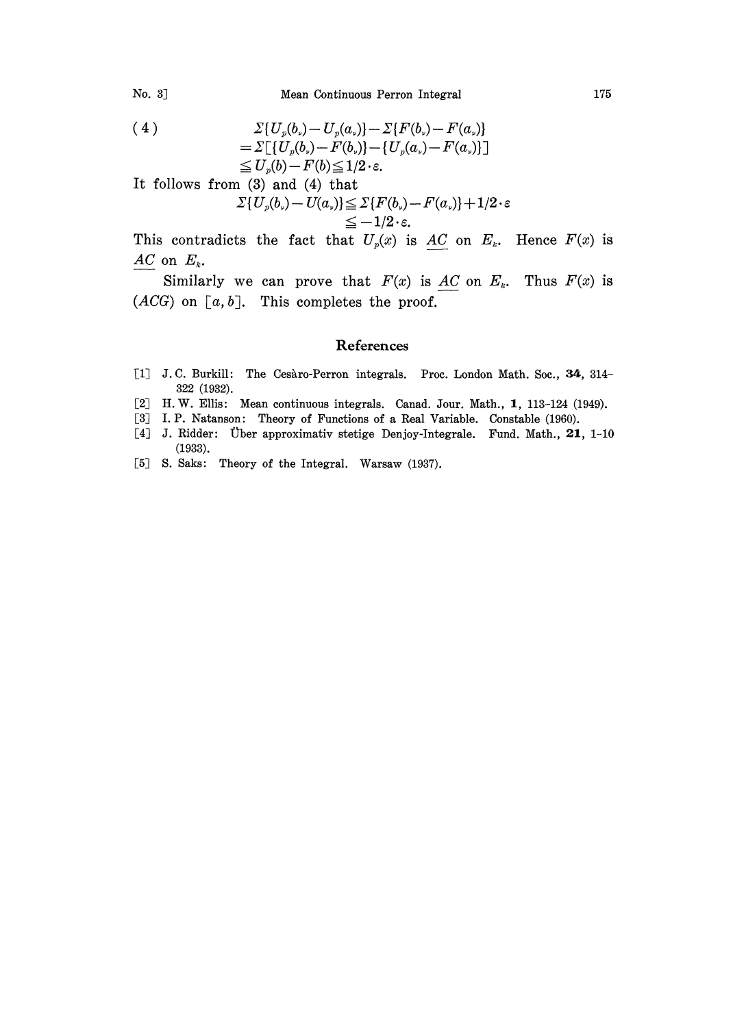$$
\begin{aligned}
(4) \qquad & \Sigma\{U_p(b_\nu)-U_p(a_\nu)\}-\Sigma\{F(b_\nu)-F(a_\nu)\} \\
& =\Sigma[\{U_p(b_\nu)-F(b_\nu)\}-\{U_p(a_\nu)-F(a_\nu)\}] \\
& \leqq U_p(b)-F(b)\leqq 1/2\cdot\varepsilon.
\end{aligned}
$$

It follows from (3) and (4) that

$$
\begin{aligned}
\Sigma\{U_p(b_\nu)-U(a_\nu)\} & \leqq \Sigma\{F(b_\nu)-F(a_\nu)\}+1/2\cdot\varepsilon \\
& \leqq -1/2\cdot\varepsilon.
\end{aligned}
$$

This contradicts the fact that $U_p(x)$ is $\underline{AC}$ on $E_k$. Hence $F(x)$ is $\underline{AC}$ on $E_k$.

Similarly we can prove that $F(x)$ is $\overline{AC}$ on $E_k$. Thus $F(x)$ is $(ACG)$ on $[a, b]$. This completes the proof.

## References

[1] J. C. Burkill: The Cesàro-Perron integrals. Proc. London Math. Soc., **34**, 314–322 (1932).

[2] H. W. Ellis: Mean continuous integrals. Canad. Jour. Math., **1**, 113–124 (1949).

[3] I. P. Natanson: Theory of Functions of a Real Variable. Constable (1960).

[4] J. Ridder: Über approximativ stetige Denjoy-Integrale. Fund. Math., **21**, 1–10 (1933).

[5] S. Saks: Theory of the Integral. Warsaw (1937).